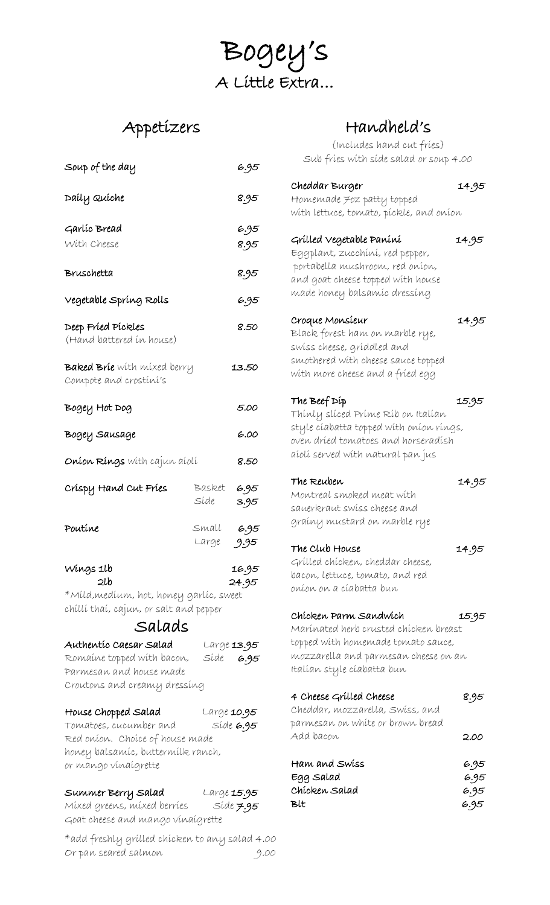# Bogey's

## A Little Extra...

## Appetizers

| Item | | Price |
|---|---|---|
| **Soup of the day** | | 6.95 |
| **Daily Quiche** | | 8.95 |
| **Garlic Bread** | | 6.95 |
| With Cheese | | 8.95 |
| **Bruschetta** | | 8.95 |
| **Vegetable Spring Rolls** | | 6.95 |
| **Deep Fried Pickles** (Hand battered in house) | | 8.50 |
| **Baked Brie** with mixed berry Compote and crostini's | | 13.50 |
| **Bogey Hot Dog** | | 5.00 |
| **Bogey Sausage** | | 6.00 |
| **Onion Rings** with cajun aioli | | 8.50 |
| **Crispy Hand Cut Fries** | Basket | 6.95 |
| | Side | 3.95 |
| **Poutine** | Small | 6.95 |
| | Large | 9.95 |
| **Wings** | 1lb | 16.95 |
| | 2lb | 24.95 |

*Mild,medium, hot, honey garlic, sweet chilli thai, cajun, or salt and pepper

## Salads

**Authentic Caesar Salad** — Large 13.95 / Side 6.95
Romaine topped with bacon, Parmesan and house made Croutons and creamy dressing

**House Chopped Salad** — Large 10.95 / Side 6.95
Tomatoes, cucumber and Red onion. Choice of house made honey balsamic, buttermilk ranch, or mango vinaigrette

**Summer Berry Salad** — Large 15.95 / Side 7.95
Mixed greens, mixed berries Goat cheese and mango vinaigrette

*add freshly grilled chicken to any salad 4.00
Or pan seared salmon 9.00

## Handheld's

(Includes hand cut fries)
Sub fries with side salad or soup 4.00

**Cheddar Burger** — 14.95
Homemade 7oz patty topped with lettuce, tomato, pickle, and onion

**Grilled Vegetable Panini** — 14.95
Eggplant, zucchini, red pepper, portabella mushroom, red onion, and goat cheese topped with house made honey balsamic dressing

**Croque Monsieur** — 14.95
Black forest ham on marble rye, swiss cheese, griddled and smothered with cheese sauce topped with more cheese and a fried egg

**The Beef Dip** — 15.95
Thinly sliced Prime Rib on Italian style ciabatta topped with onion rings, oven dried tomatoes and horseradish aioli served with natural pan jus

**The Reuben** — 14.95
Montreal smoked meat with sauerkraut swiss cheese and grainy mustard on marble rye

**The Club House** — 14.95
Grilled chicken, cheddar cheese, bacon, lettuce, tomato, and red onion on a ciabatta bun

**Chicken Parm Sandwich** — 15.95
Marinated herb crusted chicken breast topped with homemade tomato sauce, mozzarella and parmesan cheese on an Italian style ciabatta bun

**4 Cheese Grilled Cheese** — 8.95
Cheddar, mozzarella, Swiss, and parmesan on white or brown bread
Add bacon — 2.00

| Item | Price |
|---|---|
| **Ham and Swiss** | 6.95 |
| **Egg Salad** | 6.95 |
| **Chicken Salad** | 6.95 |
| **Blt** | 6.95 |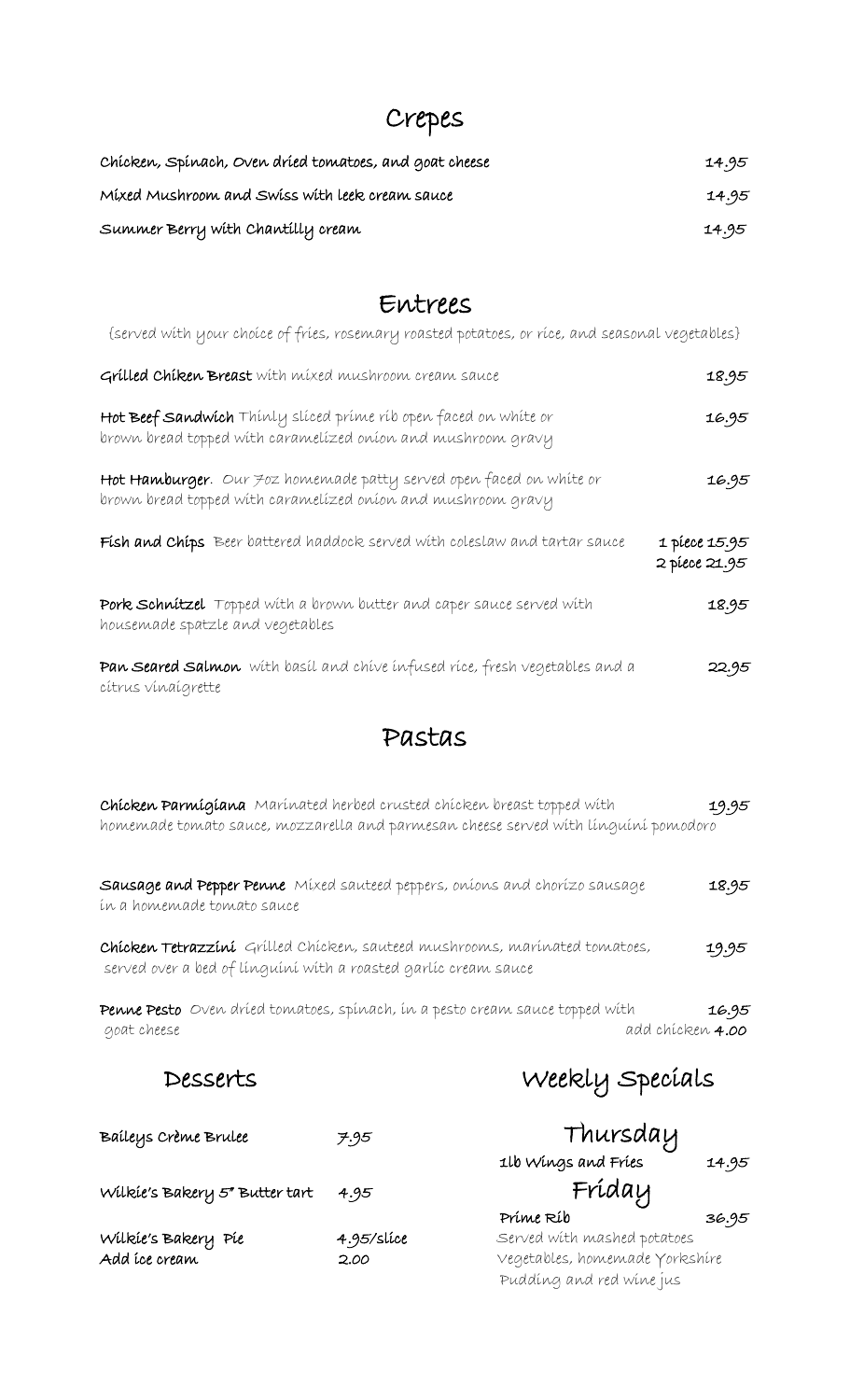## Crepes

| | |
|---|---|
| **Chicken, Spinach, Oven dried tomatoes, and goat cheese** | **14.95** |
| **Mixed Mushroom and Swiss with leek cream sauce** | **14.95** |
| **Summer Berry with Chantilly cream** | **14.95** |

## Entrees

(served with your choice of fries, rosemary roasted potatoes, or rice, and seasonal vegetables)

| | |
|---|---|
| **Grilled Chiken Breast** with mixed mushroom cream sauce | **18.95** |
| **Hot Beef Sandwich** Thinly sliced prime rib open faced on white or brown bread topped with caramelized onion and mushroom gravy | **16.95** |
| **Hot Hamburger**. Our 7oz homemade patty served open faced on white or brown bread topped with caramelized onion and mushroom gravy | **16.95** |
| **Fish and Chips** Beer battered haddock served with coleslaw and tartar sauce | **1 piece 15.95**<br>**2 piece 21.95** |
| **Pork Schnitzel** Topped with a brown butter and caper sauce served with housemade spatzle and vegetables | **18.95** |
| **Pan Seared Salmon** with basil and chive infused rice, fresh vegetables and a citrus vinaigrette | **22.95** |

## Pastas

| | |
|---|---|
| **Chicken Parmigiana** Marinated herbed crusted chicken breast topped with homemade tomato sauce, mozzarella and parmesan cheese served with linguini pomodoro | **19.95** |
| **Sausage and Pepper Penne** Mixed sauteed peppers, onions and chorizo sausage in a homemade tomato sauce | **18.95** |
| **Chicken Tetrazzini** Grilled Chicken, sauteed mushrooms, marinated tomatoes, served over a bed of linguini with a roasted garlic cream sauce | **19.95** |
| **Penne Pesto** Oven dried tomatoes, spinach, in a pesto cream sauce topped with goat cheese | **16.95**<br>add chicken **4.00** |

## Desserts

| | |
|---|---|
| **Baileys Crème Brulee** | 7.95 |
| **Wilkie's Bakery 5" Butter tart** | 4.95 |
| **Wilkie's Bakery Pie** | 4.95/slice |
| **Add ice cream** | 2.00 |

## Weekly Specials

### Thursday

**1lb Wings and Fries** **14.95**

### Friday

**Prime Rib** **36.95**
Served with mashed potatoes Vegetables, homemade Yorkshire Pudding and red wine jus